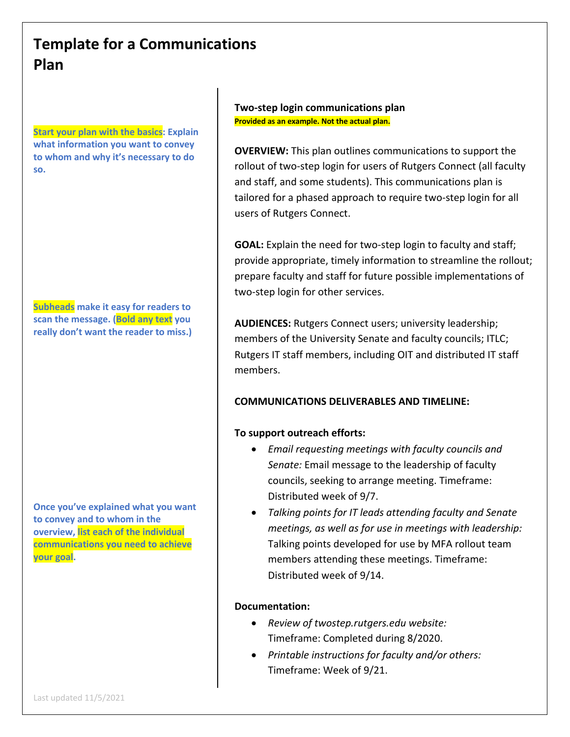# Template for a Communications Plan

**Start your plan with the basics: Explain what information you want to convey to whom and why it's necessary to do so.**

## Two-step login communications plan

**Provided as an example. Not the actual plan.**

**OVERVIEW:** This plan outlines communications to support the rollout of two-step login for users of Rutgers Connect (all faculty and staff, and some students). This communications plan is tailored for a phased approach to require two-step login for all users of Rutgers Connect.

**GOAL:** Explain the need for two-step login to faculty and staff; provide appropriate, timely information to streamline the rollout; prepare faculty and staff for future possible implementations of two-step login for other services.

**Subheads make it easy for readers to scan the message. (Bold any text you really don't want the reader to miss.)**

**AUDIENCES:** Rutgers Connect users; university leadership; members of the University Senate and faculty councils; ITLC; Rutgers IT staff members, including OIT and distributed IT staff members.

**Once you've explained what you want to convey and to whom in the overview, list each of the individual communications you need to achieve your goal.**

**COMMUNICATIONS DELIVERABLES AND TIMELINE:**

**To support outreach efforts:**

- *Email requesting meetings with faculty councils and Senate:* Email message to the leadership of faculty councils, seeking to arrange meeting. Timeframe: Distributed week of 9/7.
- *Talking points for IT leads attending faculty and Senate meetings, as well as for use in meetings with leadership:* Talking points developed for use by MFA rollout team members attending these meetings. Timeframe: Distributed week of 9/14.

**Documentation:**

- *Review of twostep.rutgers.edu website:* Timeframe: Completed during 8/2020.
- *Printable instructions for faculty and/or others:* Timeframe: Week of 9/21.

Last updated 11/5/2021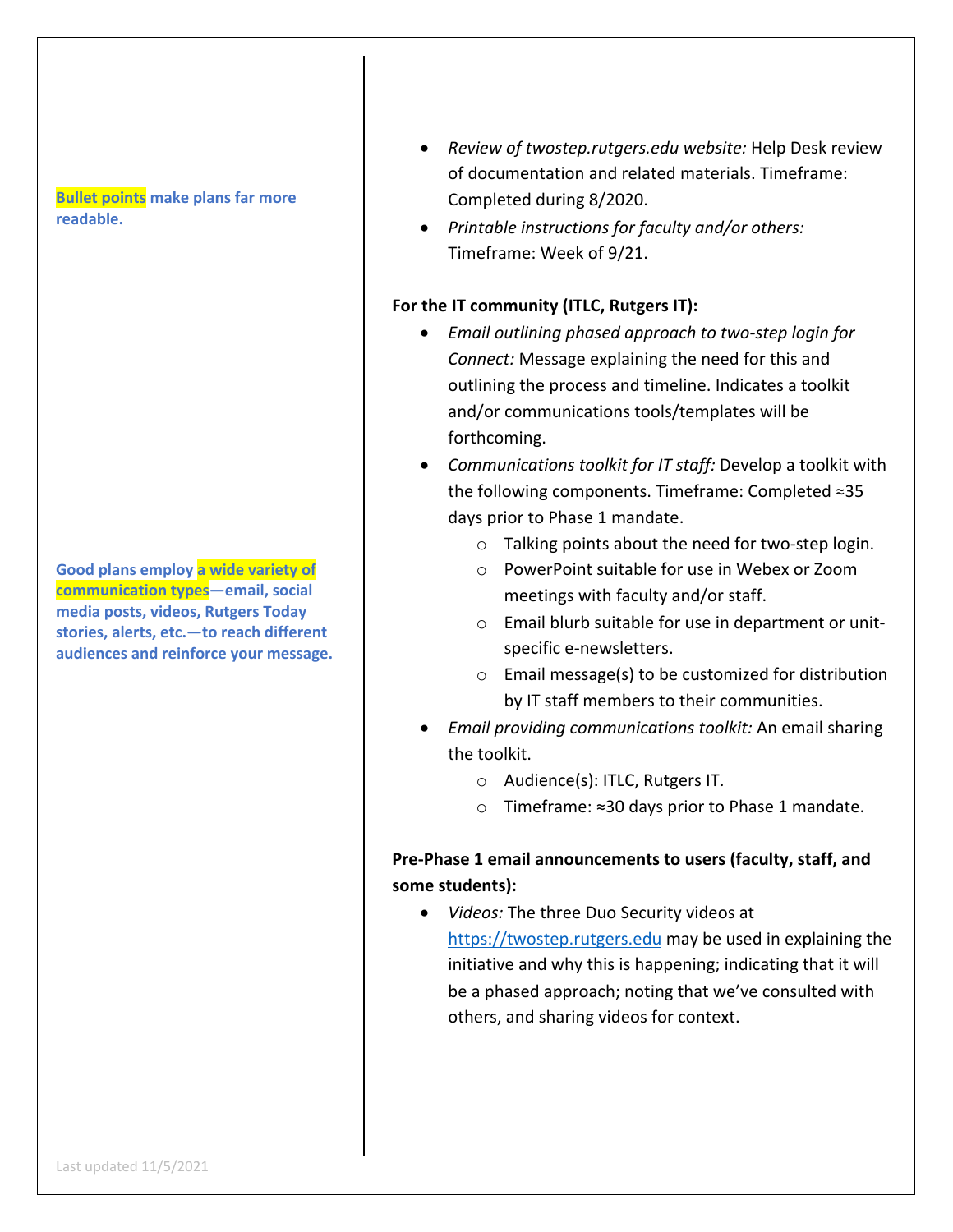**Bullet points make plans far more readable.**

**Good plans employ a wide variety of communication types—email, social media posts, videos, Rutgers Today stories, alerts, etc.—to reach different audiences and reinforce your message.**

- *Review of twostep.rutgers.edu website:* Help Desk review of documentation and related materials. Timeframe: Completed during 8/2020.
- *Printable instructions for faculty and/or others:* Timeframe: Week of 9/21.

**For the IT community (ITLC, Rutgers IT):**

- *Email outlining phased approach to two-step login for Connect:* Message explaining the need for this and outlining the process and timeline. Indicates a toolkit and/or communications tools/templates will be forthcoming.
- *Communications toolkit for IT staff:* Develop a toolkit with the following components. Timeframe: Completed ≈35 days prior to Phase 1 mandate.
  - Talking points about the need for two-step login.
  - PowerPoint suitable for use in Webex or Zoom meetings with faculty and/or staff.
  - Email blurb suitable for use in department or unit-specific e-newsletters.
  - Email message(s) to be customized for distribution by IT staff members to their communities.
- *Email providing communications toolkit:* An email sharing the toolkit.
  - Audience(s): ITLC, Rutgers IT.
  - Timeframe: ≈30 days prior to Phase 1 mandate.

**Pre-Phase 1 email announcements to users (faculty, staff, and some students):**

- *Videos:* The three Duo Security videos at https://twostep.rutgers.edu may be used in explaining the initiative and why this is happening; indicating that it will be a phased approach; noting that we've consulted with others, and sharing videos for context.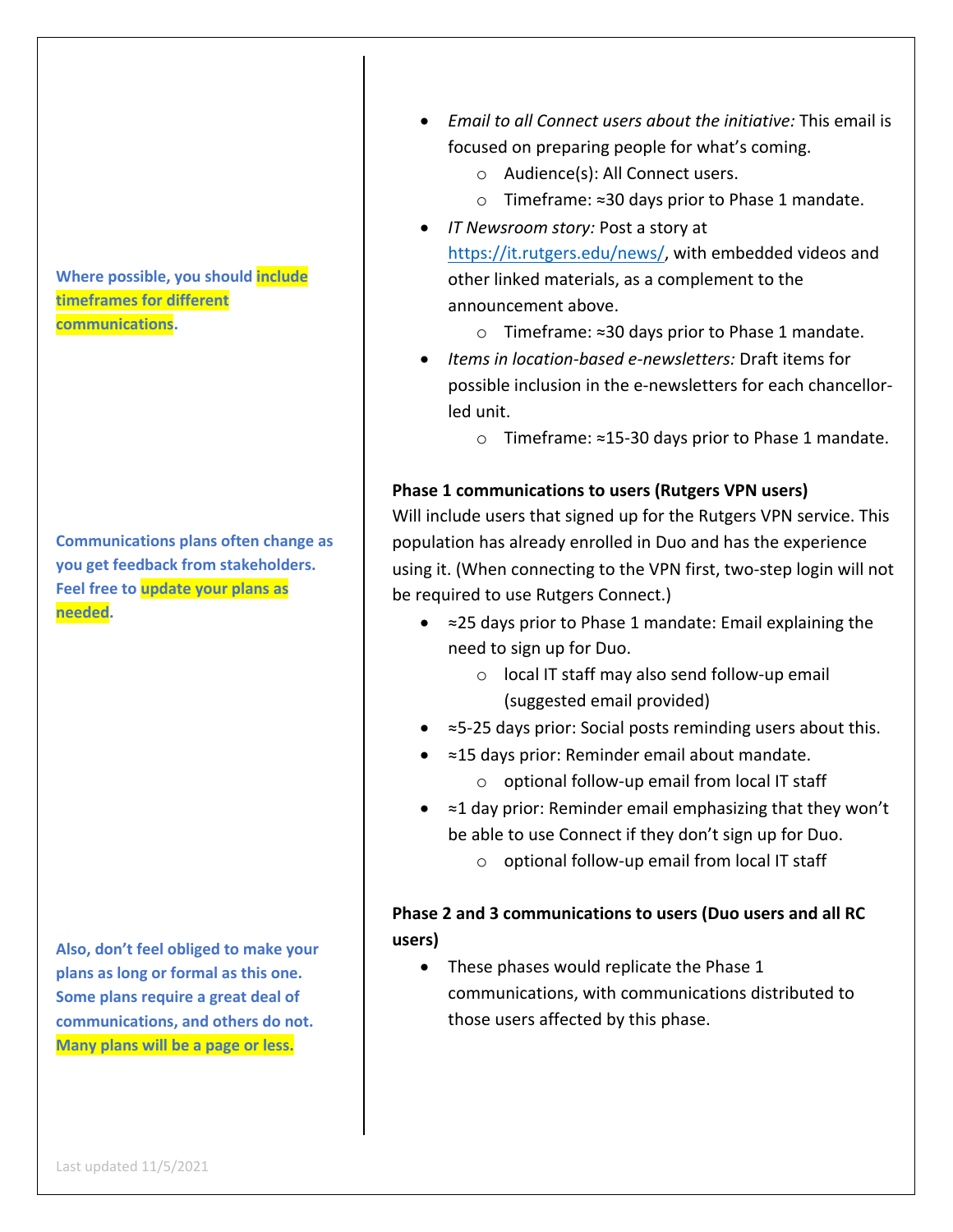Where possible, you should include timeframes for different communications.

Communications plans often change as you get feedback from stakeholders. Feel free to update your plans as needed.

Also, don't feel obliged to make your plans as long or formal as this one. Some plans require a great deal of communications, and others do not. Many plans will be a page or less.

- *Email to all Connect users about the initiative:* This email is focused on preparing people for what's coming.
  - Audience(s): All Connect users.
  - Timeframe: ≈30 days prior to Phase 1 mandate.
- *IT Newsroom story:* Post a story at https://it.rutgers.edu/news/, with embedded videos and other linked materials, as a complement to the announcement above.
  - Timeframe: ≈30 days prior to Phase 1 mandate.
- *Items in location-based e-newsletters:* Draft items for possible inclusion in the e-newsletters for each chancellor-led unit.
  - Timeframe: ≈15-30 days prior to Phase 1 mandate.

**Phase 1 communications to users (Rutgers VPN users)**

Will include users that signed up for the Rutgers VPN service. This population has already enrolled in Duo and has the experience using it. (When connecting to the VPN first, two-step login will not be required to use Rutgers Connect.)

- ≈25 days prior to Phase 1 mandate: Email explaining the need to sign up for Duo.
  - local IT staff may also send follow-up email (suggested email provided)
- ≈5-25 days prior: Social posts reminding users about this.
- ≈15 days prior: Reminder email about mandate.
  - optional follow-up email from local IT staff
- ≈1 day prior: Reminder email emphasizing that they won't be able to use Connect if they don't sign up for Duo.
  - optional follow-up email from local IT staff

**Phase 2 and 3 communications to users (Duo users and all RC users)**

- These phases would replicate the Phase 1 communications, with communications distributed to those users affected by this phase.

Last updated 11/5/2021